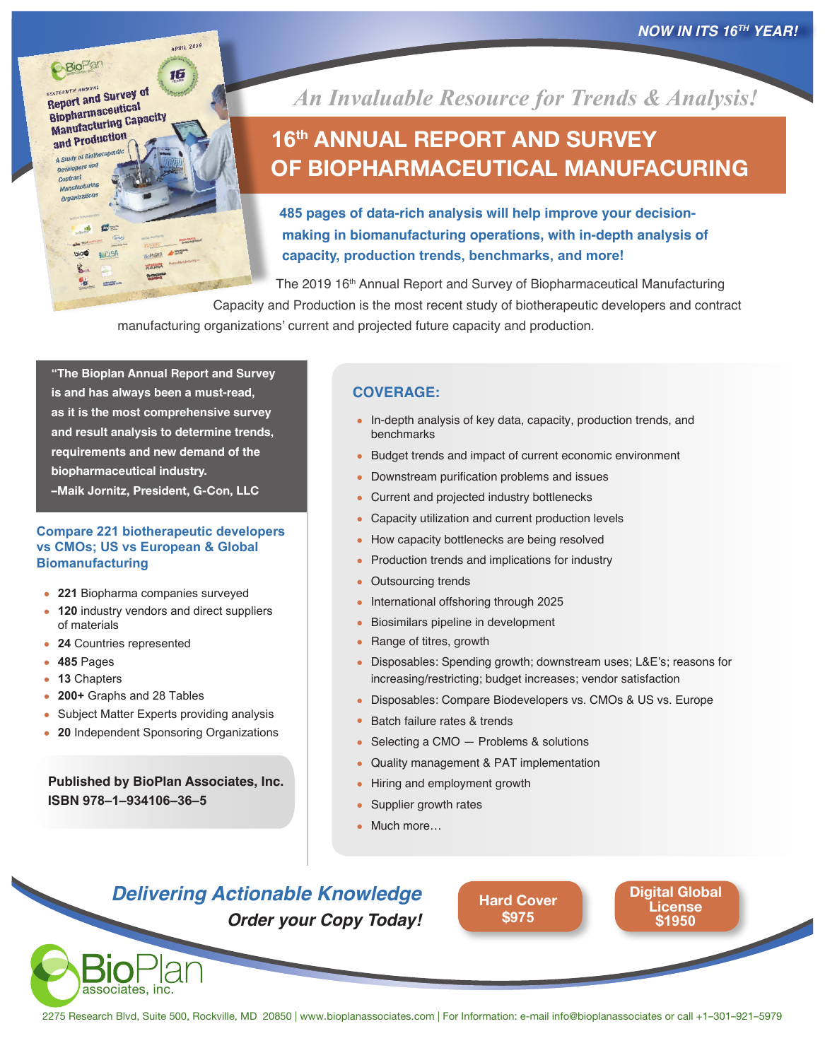*NOW IN ITS 16TH YEAR!*

*An Invaluable Resource for Trends & Analysis!*

# 16th ANNUAL REPORT AND SURVEY OF BIOPHARMACEUTICAL MANUFACURING

**485 pages of data-rich analysis will help improve your decision-making in biomanufacturing operations, with in-depth analysis of capacity, production trends, benchmarks, and more!**

The 2019 16th Annual Report and Survey of Biopharmaceutical Manufacturing Capacity and Production is the most recent study of biotherapeutic developers and contract manufacturing organizations' current and projected future capacity and production.

> **"The Bioplan Annual Report and Survey is and has always been a must-read, as it is the most comprehensive survey and result analysis to determine trends, requirements and new demand of the biopharmaceutical industry.**
> **–Maik Jornitz, President, G-Con, LLC**

## Compare 221 biotherapeutic developers vs CMOs; US vs European & Global Biomanufacturing

- **221** Biopharma companies surveyed
- **120** industry vendors and direct suppliers of materials
- **24** Countries represented
- **485** Pages
- **13** Chapters
- **200+** Graphs and 28 Tables
- Subject Matter Experts providing analysis
- **20** Independent Sponsoring Organizations

**Published by BioPlan Associates, Inc.**
**ISBN 978–1–934106–36–5**

## COVERAGE:

- In-depth analysis of key data, capacity, production trends, and benchmarks
- Budget trends and impact of current economic environment
- Downstream purification problems and issues
- Current and projected industry bottlenecks
- Capacity utilization and current production levels
- How capacity bottlenecks are being resolved
- Production trends and implications for industry
- Outsourcing trends
- International offshoring through 2025
- Biosimilars pipeline in development
- Range of titres, growth
- Disposables: Spending growth; downstream uses; L&E's; reasons for increasing/restricting; budget increases; vendor satisfaction
- Disposables: Compare Biodevelopers vs. CMOs & US vs. Europe
- Batch failure rates & trends
- Selecting a CMO — Problems & solutions
- Quality management & PAT implementation
- Hiring and employment growth
- Supplier growth rates
- Much more…

***Delivering Actionable Knowledge***

***Order your Copy Today!***

**Hard Cover $975**

**Digital Global License $1950**

BioPlan associates, inc.

2275 Research Blvd, Suite 500, Rockville, MD 20850 | www.bioplanassociates.com | For Information: e-mail info@bioplanassociates or call +1–301–921–5979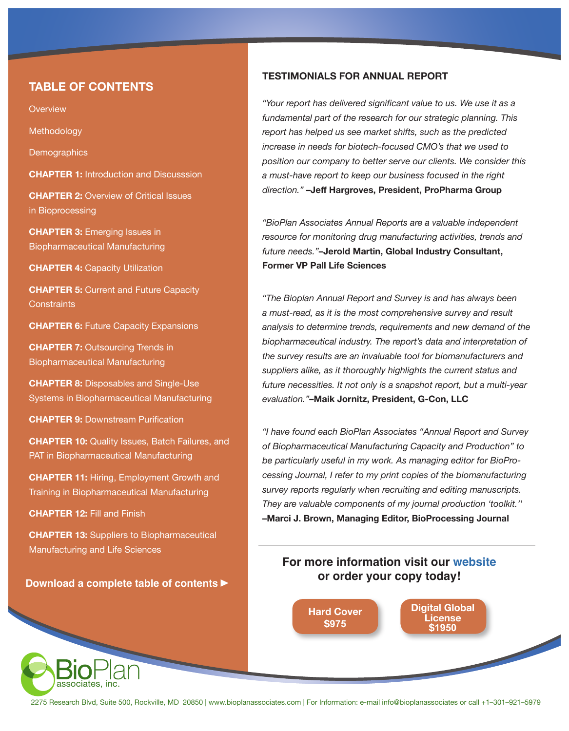## TABLE OF CONTENTS

Overview

Methodology

Demographics

**CHAPTER 1:** Introduction and Discusssion

**CHAPTER 2:** Overview of Critical Issues in Bioprocessing

**CHAPTER 3:** Emerging Issues in Biopharmaceutical Manufacturing

**CHAPTER 4:** Capacity Utilization

**CHAPTER 5:** Current and Future Capacity Constraints

**CHAPTER 6:** Future Capacity Expansions

**CHAPTER 7:** Outsourcing Trends in Biopharmaceutical Manufacturing

**CHAPTER 8:** Disposables and Single-Use Systems in Biopharmaceutical Manufacturing

**CHAPTER 9:** Downstream Purification

**CHAPTER 10:** Quality Issues, Batch Failures, and PAT in Biopharmaceutical Manufacturing

**CHAPTER 11:** Hiring, Employment Growth and Training in Biopharmaceutical Manufacturing

**CHAPTER 12:** Fill and Finish

**CHAPTER 13:** Suppliers to Biopharmaceutical Manufacturing and Life Sciences

**Download a complete table of contents ▶**

## TESTIMONIALS FOR ANNUAL REPORT

*"Your report has delivered significant value to us. We use it as a fundamental part of the research for our strategic planning. This report has helped us see market shifts, such as the predicted increase in needs for biotech-focused CMO's that we used to position our company to better serve our clients. We consider this a must-have report to keep our business focused in the right direction."* **–Jeff Hargroves, President, ProPharma Group**

*"BioPlan Associates Annual Reports are a valuable independent resource for monitoring drug manufacturing activities, trends and future needs."* **–Jerold Martin, Global Industry Consultant, Former VP Pall Life Sciences**

*"The Bioplan Annual Report and Survey is and has always been a must-read, as it is the most comprehensive survey and result analysis to determine trends, requirements and new demand of the biopharmaceutical industry. The report's data and interpretation of the survey results are an invaluable tool for biomanufacturers and suppliers alike, as it thoroughly highlights the current status and future necessities. It not only is a snapshot report, but a multi-year evaluation."* **–Maik Jornitz, President, G-Con, LLC**

*"I have found each BioPlan Associates "Annual Report and Survey of Biopharmaceutical Manufacturing Capacity and Production" to be particularly useful in my work. As managing editor for BioProcessing Journal, I refer to my print copies of the biomanufacturing survey reports regularly when recruiting and editing manuscripts. They are valuable components of my journal production 'toolkit.''* **–Marci J. Brown, Managing Editor, BioProcessing Journal**

**For more information visit our website or order your copy today!**

**Hard Cover $975**

**Digital Global License $1950**

BioPlan associates, inc.

2275 Research Blvd, Suite 500, Rockville, MD 20850 | www.bioplanassociates.com | For Information: e-mail info@bioplanassociates or call +1–301–921–5979